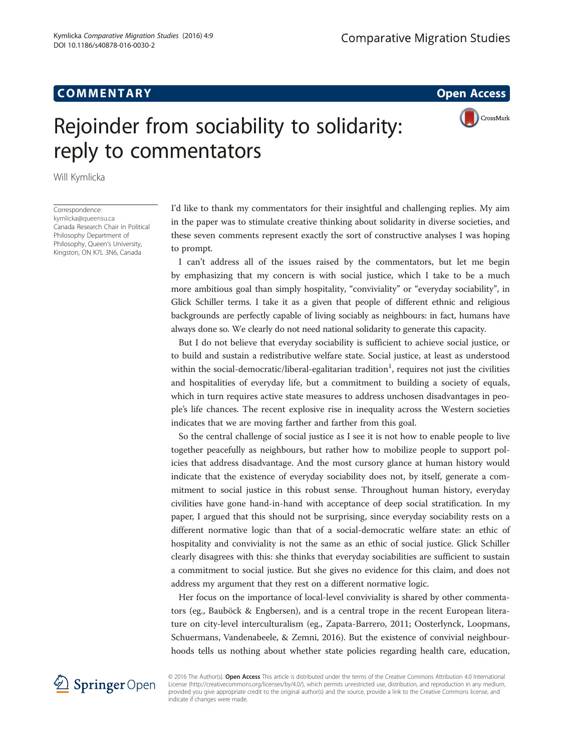COMMENTARY

# Rejoinder from sociability to solidarity: reply to commentators

Will Kymlicka

Correspondence: kymlicka@queensu.ca
Canada Research Chair in Political Philosophy Department of Philosophy, Queen's University, Kingston, ON K7L 3N6, Canada

I'd like to thank my commentators for their insightful and challenging replies. My aim in the paper was to stimulate creative thinking about solidarity in diverse societies, and these seven comments represent exactly the sort of constructive analyses I was hoping to prompt.

I can't address all of the issues raised by the commentators, but let me begin by emphasizing that my concern is with social justice, which I take to be a much more ambitious goal than simply hospitality, "conviviality" or "everyday sociability", in Glick Schiller terms. I take it as a given that people of different ethnic and religious backgrounds are perfectly capable of living sociably as neighbours: in fact, humans have always done so. We clearly do not need national solidarity to generate this capacity.

But I do not believe that everyday sociability is sufficient to achieve social justice, or to build and sustain a redistributive welfare state. Social justice, at least as understood within the social-democratic/liberal-egalitarian tradition[1], requires not just the civilities and hospitalities of everyday life, but a commitment to building a society of equals, which in turn requires active state measures to address unchosen disadvantages in people's life chances. The recent explosive rise in inequality across the Western societies indicates that we are moving farther and farther from this goal.

So the central challenge of social justice as I see it is not how to enable people to live together peacefully as neighbours, but rather how to mobilize people to support policies that address disadvantage. And the most cursory glance at human history would indicate that the existence of everyday sociability does not, by itself, generate a commitment to social justice in this robust sense. Throughout human history, everyday civilities have gone hand-in-hand with acceptance of deep social stratification. In my paper, I argued that this should not be surprising, since everyday sociability rests on a different normative logic than that of a social-democratic welfare state: an ethic of hospitality and conviviality is not the same as an ethic of social justice. Glick Schiller clearly disagrees with this: she thinks that everyday sociabilities are sufficient to sustain a commitment to social justice. But she gives no evidence for this claim, and does not address my argument that they rest on a different normative logic.

Her focus on the importance of local-level conviviality is shared by other commentators (eg., Bauböck & Engbersen), and is a central trope in the recent European literature on city-level interculturalism (eg., Zapata-Barrero, 2011; Oosterlynck, Loopmans, Schuermans, Vandenabeele, & Zemni, 2016). But the existence of convivial neighbourhoods tells us nothing about whether state policies regarding health care, education,

© 2016 The Author(s). **Open Access** This article is distributed under the terms of the Creative Commons Attribution 4.0 International License (http://creativecommons.org/licenses/by/4.0/), which permits unrestricted use, distribution, and reproduction in any medium, provided you give appropriate credit to the original author(s) and the source, provide a link to the Creative Commons license, and indicate if changes were made.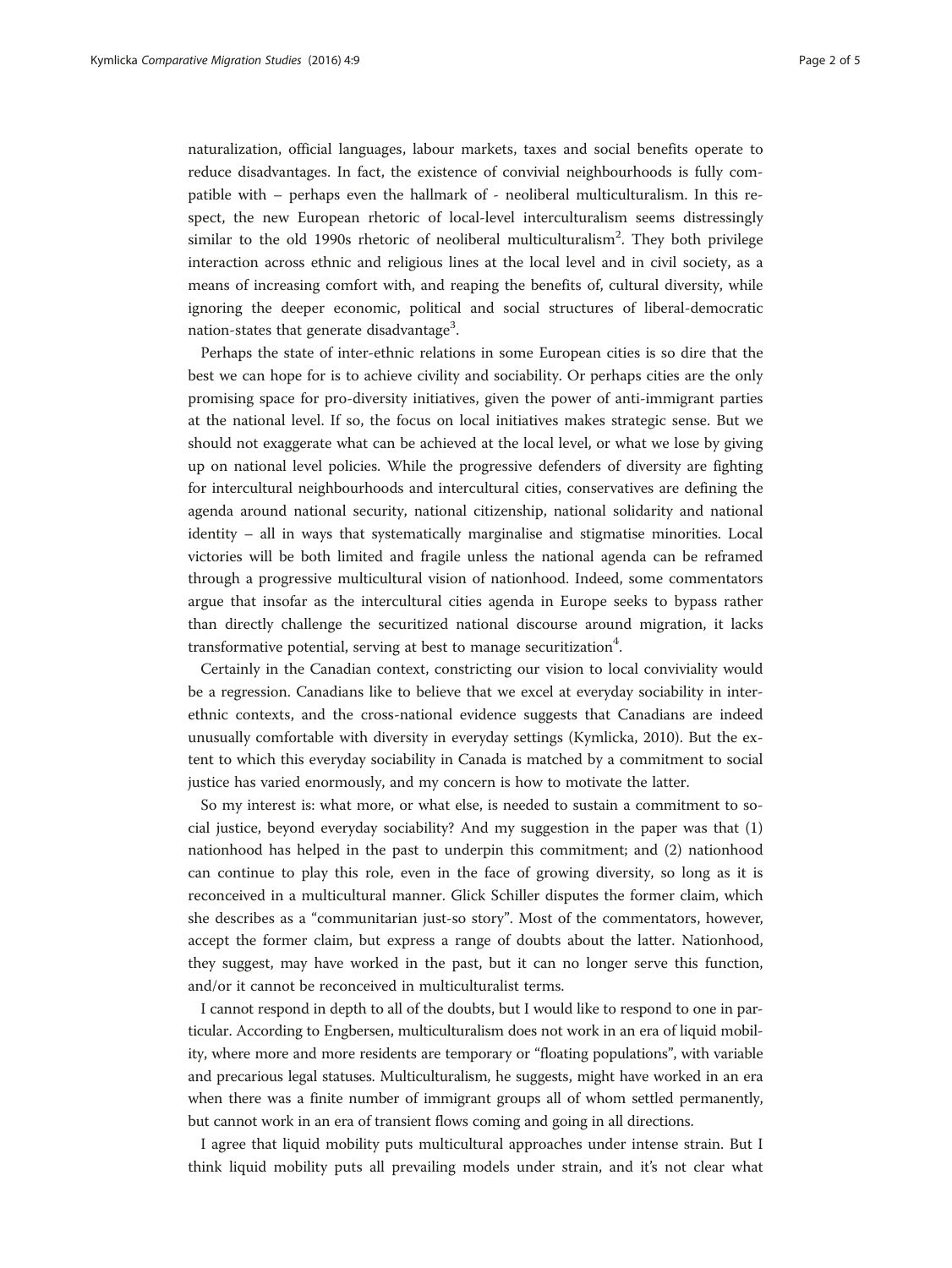naturalization, official languages, labour markets, taxes and social benefits operate to reduce disadvantages. In fact, the existence of convivial neighbourhoods is fully compatible with – perhaps even the hallmark of - neoliberal multiculturalism. In this respect, the new European rhetoric of local-level interculturalism seems distressingly similar to the old 1990s rhetoric of neoliberal multiculturalism[2]. They both privilege interaction across ethnic and religious lines at the local level and in civil society, as a means of increasing comfort with, and reaping the benefits of, cultural diversity, while ignoring the deeper economic, political and social structures of liberal-democratic nation-states that generate disadvantage[3].

Perhaps the state of inter-ethnic relations in some European cities is so dire that the best we can hope for is to achieve civility and sociability. Or perhaps cities are the only promising space for pro-diversity initiatives, given the power of anti-immigrant parties at the national level. If so, the focus on local initiatives makes strategic sense. But we should not exaggerate what can be achieved at the local level, or what we lose by giving up on national level policies. While the progressive defenders of diversity are fighting for intercultural neighbourhoods and intercultural cities, conservatives are defining the agenda around national security, national citizenship, national solidarity and national identity – all in ways that systematically marginalise and stigmatise minorities. Local victories will be both limited and fragile unless the national agenda can be reframed through a progressive multicultural vision of nationhood. Indeed, some commentators argue that insofar as the intercultural cities agenda in Europe seeks to bypass rather than directly challenge the securitized national discourse around migration, it lacks transformative potential, serving at best to manage securitization[4].

Certainly in the Canadian context, constricting our vision to local conviviality would be a regression. Canadians like to believe that we excel at everyday sociability in inter-ethnic contexts, and the cross-national evidence suggests that Canadians are indeed unusually comfortable with diversity in everyday settings (Kymlicka, 2010). But the extent to which this everyday sociability in Canada is matched by a commitment to social justice has varied enormously, and my concern is how to motivate the latter.

So my interest is: what more, or what else, is needed to sustain a commitment to social justice, beyond everyday sociability? And my suggestion in the paper was that (1) nationhood has helped in the past to underpin this commitment; and (2) nationhood can continue to play this role, even in the face of growing diversity, so long as it is reconceived in a multicultural manner. Glick Schiller disputes the former claim, which she describes as a "communitarian just-so story". Most of the commentators, however, accept the former claim, but express a range of doubts about the latter. Nationhood, they suggest, may have worked in the past, but it can no longer serve this function, and/or it cannot be reconceived in multiculturalist terms.

I cannot respond in depth to all of the doubts, but I would like to respond to one in particular. According to Engbersen, multiculturalism does not work in an era of liquid mobility, where more and more residents are temporary or "floating populations", with variable and precarious legal statuses. Multiculturalism, he suggests, might have worked in an era when there was a finite number of immigrant groups all of whom settled permanently, but cannot work in an era of transient flows coming and going in all directions.

I agree that liquid mobility puts multicultural approaches under intense strain. But I think liquid mobility puts all prevailing models under strain, and it's not clear what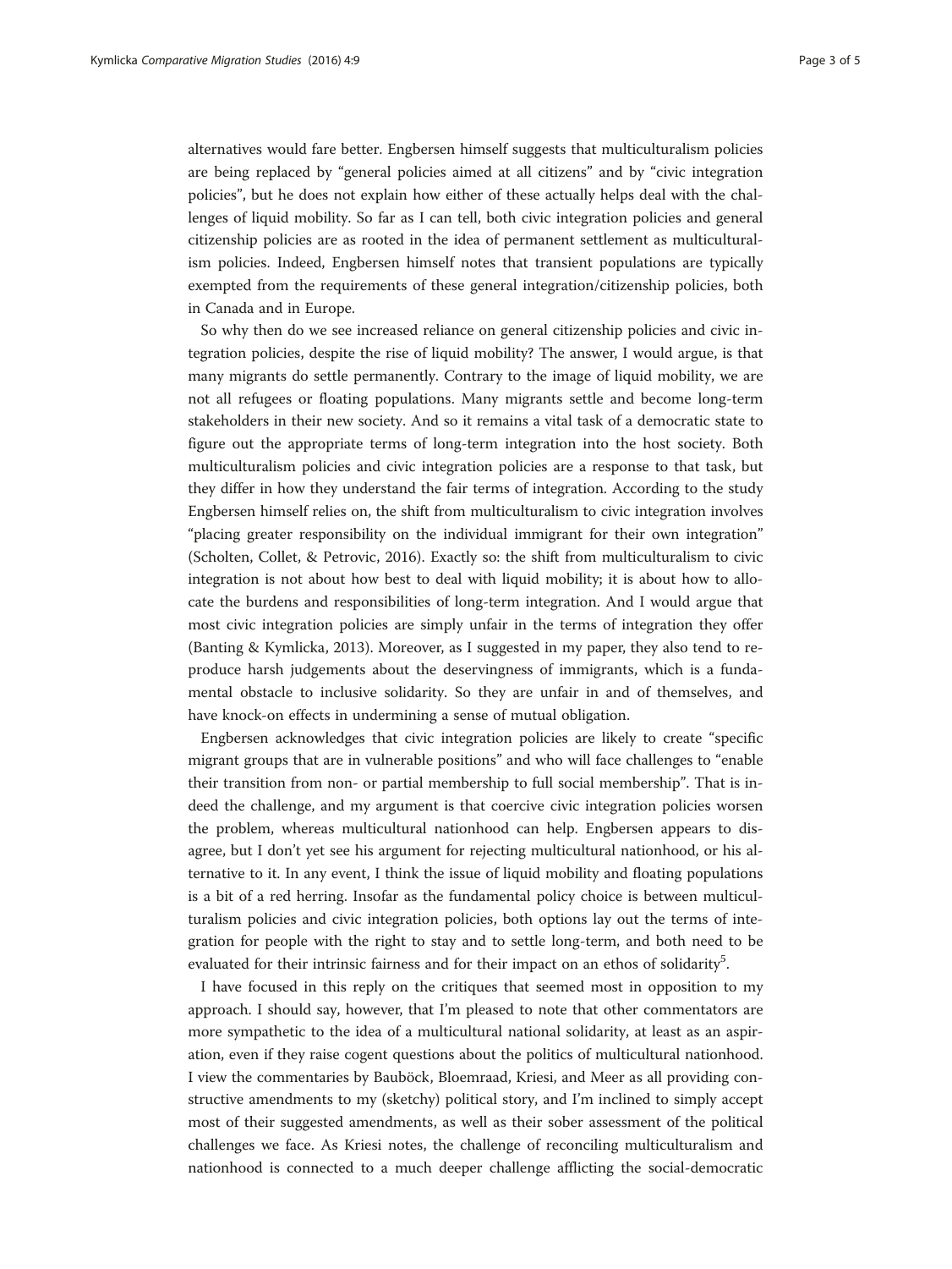alternatives would fare better. Engbersen himself suggests that multiculturalism policies are being replaced by "general policies aimed at all citizens" and by "civic integration policies", but he does not explain how either of these actually helps deal with the challenges of liquid mobility. So far as I can tell, both civic integration policies and general citizenship policies are as rooted in the idea of permanent settlement as multiculturalism policies. Indeed, Engbersen himself notes that transient populations are typically exempted from the requirements of these general integration/citizenship policies, both in Canada and in Europe.

So why then do we see increased reliance on general citizenship policies and civic integration policies, despite the rise of liquid mobility? The answer, I would argue, is that many migrants do settle permanently. Contrary to the image of liquid mobility, we are not all refugees or floating populations. Many migrants settle and become long-term stakeholders in their new society. And so it remains a vital task of a democratic state to figure out the appropriate terms of long-term integration into the host society. Both multiculturalism policies and civic integration policies are a response to that task, but they differ in how they understand the fair terms of integration. According to the study Engbersen himself relies on, the shift from multiculturalism to civic integration involves "placing greater responsibility on the individual immigrant for their own integration" (Scholten, Collet, & Petrovic, 2016). Exactly so: the shift from multiculturalism to civic integration is not about how best to deal with liquid mobility; it is about how to allocate the burdens and responsibilities of long-term integration. And I would argue that most civic integration policies are simply unfair in the terms of integration they offer (Banting & Kymlicka, 2013). Moreover, as I suggested in my paper, they also tend to reproduce harsh judgements about the deservingness of immigrants, which is a fundamental obstacle to inclusive solidarity. So they are unfair in and of themselves, and have knock-on effects in undermining a sense of mutual obligation.

Engbersen acknowledges that civic integration policies are likely to create "specific migrant groups that are in vulnerable positions" and who will face challenges to "enable their transition from non- or partial membership to full social membership". That is indeed the challenge, and my argument is that coercive civic integration policies worsen the problem, whereas multicultural nationhood can help. Engbersen appears to disagree, but I don't yet see his argument for rejecting multicultural nationhood, or his alternative to it. In any event, I think the issue of liquid mobility and floating populations is a bit of a red herring. Insofar as the fundamental policy choice is between multiculturalism policies and civic integration policies, both options lay out the terms of integration for people with the right to stay and to settle long-term, and both need to be evaluated for their intrinsic fairness and for their impact on an ethos of solidarity[5].

I have focused in this reply on the critiques that seemed most in opposition to my approach. I should say, however, that I'm pleased to note that other commentators are more sympathetic to the idea of a multicultural national solidarity, at least as an aspiration, even if they raise cogent questions about the politics of multicultural nationhood. I view the commentaries by Bauböck, Bloemraad, Kriesi, and Meer as all providing constructive amendments to my (sketchy) political story, and I'm inclined to simply accept most of their suggested amendments, as well as their sober assessment of the political challenges we face. As Kriesi notes, the challenge of reconciling multiculturalism and nationhood is connected to a much deeper challenge afflicting the social-democratic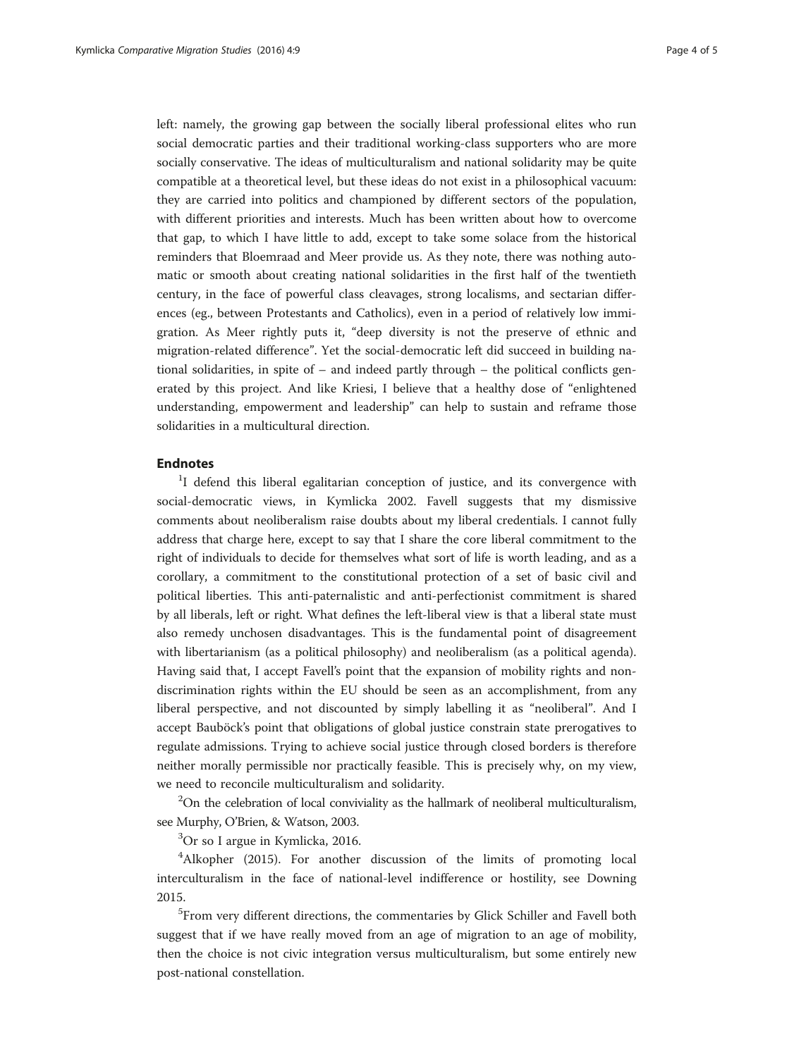left: namely, the growing gap between the socially liberal professional elites who run social democratic parties and their traditional working-class supporters who are more socially conservative. The ideas of multiculturalism and national solidarity may be quite compatible at a theoretical level, but these ideas do not exist in a philosophical vacuum: they are carried into politics and championed by different sectors of the population, with different priorities and interests. Much has been written about how to overcome that gap, to which I have little to add, except to take some solace from the historical reminders that Bloemraad and Meer provide us. As they note, there was nothing automatic or smooth about creating national solidarities in the first half of the twentieth century, in the face of powerful class cleavages, strong localisms, and sectarian differences (eg., between Protestants and Catholics), even in a period of relatively low immigration. As Meer rightly puts it, "deep diversity is not the preserve of ethnic and migration-related difference". Yet the social-democratic left did succeed in building national solidarities, in spite of – and indeed partly through – the political conflicts generated by this project. And like Kriesi, I believe that a healthy dose of "enlightened understanding, empowerment and leadership" can help to sustain and reframe those solidarities in a multicultural direction.

## Endnotes

[1]I defend this liberal egalitarian conception of justice, and its convergence with social-democratic views, in Kymlicka 2002. Favell suggests that my dismissive comments about neoliberalism raise doubts about my liberal credentials. I cannot fully address that charge here, except to say that I share the core liberal commitment to the right of individuals to decide for themselves what sort of life is worth leading, and as a corollary, a commitment to the constitutional protection of a set of basic civil and political liberties. This anti-paternalistic and anti-perfectionist commitment is shared by all liberals, left or right. What defines the left-liberal view is that a liberal state must also remedy unchosen disadvantages. This is the fundamental point of disagreement with libertarianism (as a political philosophy) and neoliberalism (as a political agenda). Having said that, I accept Favell's point that the expansion of mobility rights and non-discrimination rights within the EU should be seen as an accomplishment, from any liberal perspective, and not discounted by simply labelling it as "neoliberal". And I accept Bauböck's point that obligations of global justice constrain state prerogatives to regulate admissions. Trying to achieve social justice through closed borders is therefore neither morally permissible nor practically feasible. This is precisely why, on my view, we need to reconcile multiculturalism and solidarity.

[2]On the celebration of local conviviality as the hallmark of neoliberal multiculturalism, see Murphy, O'Brien, & Watson, 2003.

[3]Or so I argue in Kymlicka, 2016.

[4]Alkopher (2015). For another discussion of the limits of promoting local interculturalism in the face of national-level indifference or hostility, see Downing 2015.

[5]From very different directions, the commentaries by Glick Schiller and Favell both suggest that if we have really moved from an age of migration to an age of mobility, then the choice is not civic integration versus multiculturalism, but some entirely new post-national constellation.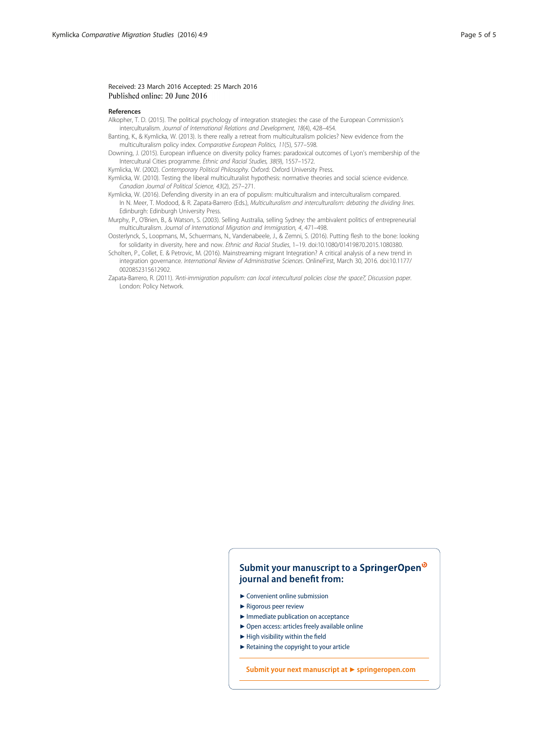Received: 23 March 2016 Accepted: 25 March 2016
Published online: 20 June 2016

### References

Alkopher, T. D. (2015). The political psychology of integration strategies: the case of the European Commission's interculturalism. *Journal of International Relations and Development, 18*(4), 428–454.

Banting, K., & Kymlicka, W. (2013). Is there really a retreat from multiculturalism policies? New evidence from the multiculturalism policy index. *Comparative European Politics, 11*(5), 577–598.

Downing, J. (2015). European influence on diversity policy frames: paradoxical outcomes of Lyon's membership of the Intercultural Cities programme. *Ethnic and Racial Studies, 38*(9), 1557–1572.

Kymlicka, W. (2002). *Contemporary Political Philosophy*. Oxford: Oxford University Press.

Kymlicka, W. (2010). Testing the liberal multiculturalist hypothesis: normative theories and social science evidence. *Canadian Journal of Political Science, 43*(2), 257–271.

Kymlicka, W. (2016). Defending diversity in an era of populism: multiculturalism and interculturalism compared. In N. Meer, T. Modood, & R. Zapata-Barrero (Eds.), *Multiculturalism and interculturalism: debating the dividing lines*. Edinburgh: Edinburgh University Press.

Murphy, P., O'Brien, B., & Watson, S. (2003). Selling Australia, selling Sydney: the ambivalent politics of entrepreneurial multiculturalism. *Journal of International Migration and Immigration, 4*, 471–498.

Oosterlynck, S., Loopmans, M., Schuermans, N., Vandenabeele, J., & Zemni, S. (2016). Putting flesh to the bone: looking for solidarity in diversity, here and now. *Ethnic and Racial Studies*, 1–19. doi:10.1080/01419870.2015.1080380.

Scholten, P., Collet, E. & Petrovic, M. (2016). Mainstreaming migrant Integration? A critical analysis of a new trend in integration governance. *International Review of Administrative Sciences*. OnlineFirst, March 30, 2016. doi:10.1177/0020852315612902.

Zapata-Barrero, R. (2011). *'Anti-immigration populism: can local intercultural policies close the space?,' Discussion paper*. London: Policy Network.

**Submit your manuscript to a SpringerOpen journal and benefit from:**

- ► Convenient online submission
- ► Rigorous peer review
- ► Immediate publication on acceptance
- ► Open access: articles freely available online
- ► High visibility within the field
- ► Retaining the copyright to your article

**Submit your next manuscript at ► springeropen.com**